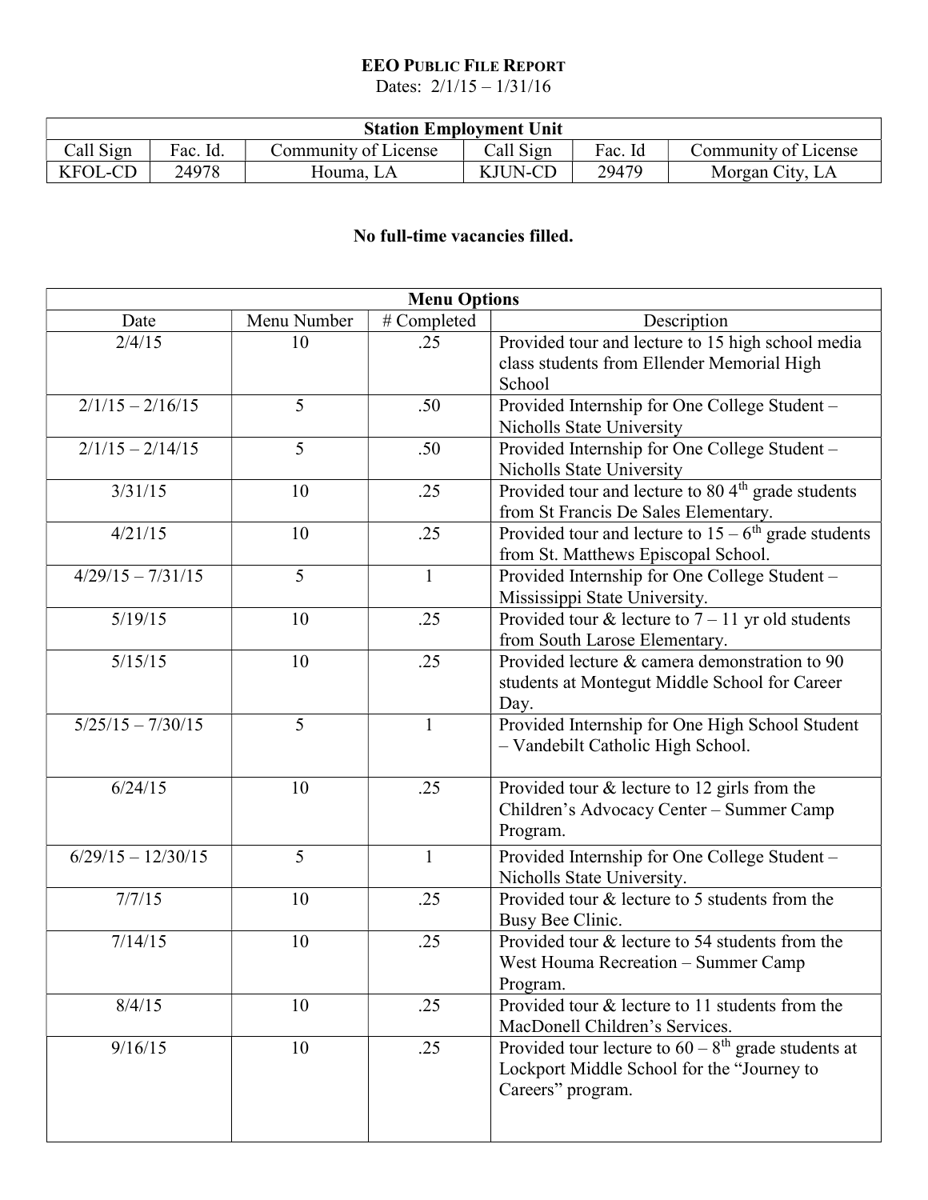# EEO PUBLIC FILE REPORT

Dates: 2/1/15 – 1/31/16

| Station Employment Unit | | | | | |
|---|---|---|---|---|---|
| Call Sign | Fac. Id. | Community of License | Call Sign | Fac. Id | Community of License |
| KFOL-CD | 24978 | Houma, LA | KJUN-CD | 29479 | Morgan City, LA |

**No full-time vacancies filled.**

| Menu Options | | | |
|---|---|---|---|
| Date | Menu Number | # Completed | Description |
| 2/4/15 | 10 | .25 | Provided tour and lecture to 15 high school media class students from Ellender Memorial High School |
| 2/1/15 – 2/16/15 | 5 | .50 | Provided Internship for One College Student – Nicholls State University |
| 2/1/15 – 2/14/15 | 5 | .50 | Provided Internship for One College Student – Nicholls State University |
| 3/31/15 | 10 | .25 | Provided tour and lecture to 80 4th grade students from St Francis De Sales Elementary. |
| 4/21/15 | 10 | .25 | Provided tour and lecture to 15 – 6th grade students from St. Matthews Episcopal School. |
| 4/29/15 – 7/31/15 | 5 | 1 | Provided Internship for One College Student – Mississippi State University. |
| 5/19/15 | 10 | .25 | Provided tour & lecture to 7 – 11 yr old students from South Larose Elementary. |
| 5/15/15 | 10 | .25 | Provided lecture & camera demonstration to 90 students at Montegut Middle School for Career Day. |
| 5/25/15 – 7/30/15 | 5 | 1 | Provided Internship for One High School Student – Vandebilt Catholic High School. |
| 6/24/15 | 10 | .25 | Provided tour & lecture to 12 girls from the Children's Advocacy Center – Summer Camp Program. |
| 6/29/15 – 12/30/15 | 5 | 1 | Provided Internship for One College Student – Nicholls State University. |
| 7/7/15 | 10 | .25 | Provided tour & lecture to 5 students from the Busy Bee Clinic. |
| 7/14/15 | 10 | .25 | Provided tour & lecture to 54 students from the West Houma Recreation – Summer Camp Program. |
| 8/4/15 | 10 | .25 | Provided tour & lecture to 11 students from the MacDonell Children's Services. |
| 9/16/15 | 10 | .25 | Provided tour lecture to 60 – 8th grade students at Lockport Middle School for the "Journey to Careers" program. |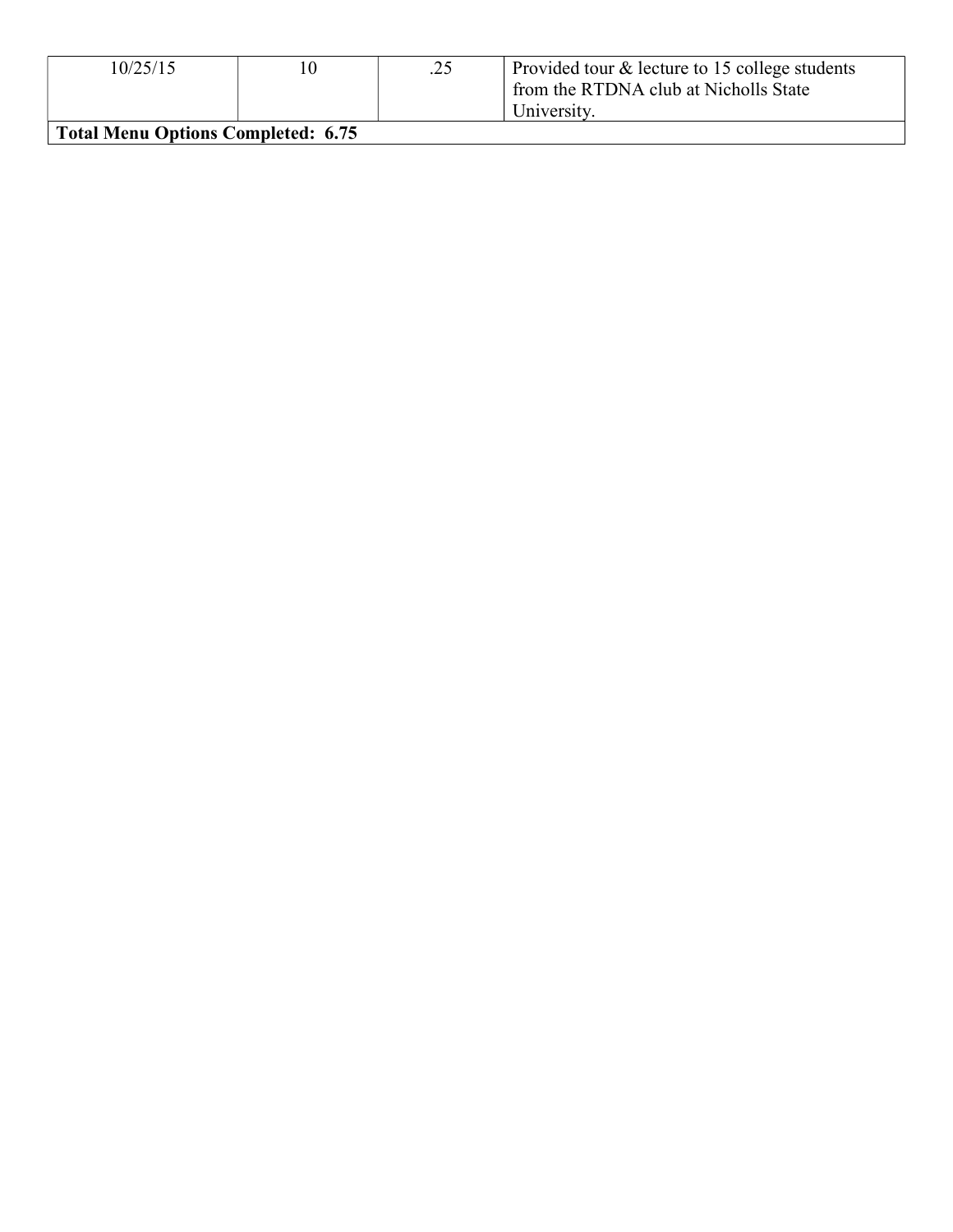| | | | |
|---|---|---|---|
| 10/25/15 | 10 | .25 | Provided tour & lecture to 15 college students from the RTDNA club at Nicholls State University. |
| **Total Menu Options Completed: 6.75** | | | |